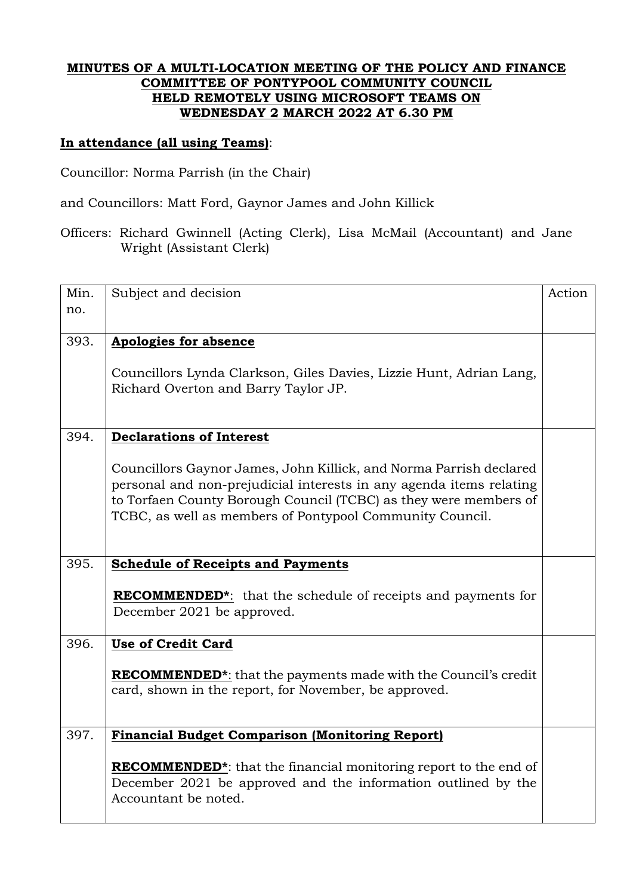**MINUTES OF A MULTI-LOCATION MEETING OF THE POLICY AND FINANCE COMMITTEE OF PONTYPOOL COMMUNITY COUNCIL HELD REMOTELY USING MICROSOFT TEAMS ON WEDNESDAY 2 MARCH 2022 AT 6.30 PM**

**In attendance (all using Teams)**:

Councillor: Norma Parrish (in the Chair)

and Councillors: Matt Ford, Gaynor James and John Killick

Officers: Richard Gwinnell (Acting Clerk), Lisa McMail (Accountant) and Jane Wright (Assistant Clerk)

| Min. no. | Subject and decision | Action |
|---|---|---|
| 393. | **Apologies for absence**<br><br>Councillors Lynda Clarkson, Giles Davies, Lizzie Hunt, Adrian Lang, Richard Overton and Barry Taylor JP. | |
| 394. | **Declarations of Interest**<br><br>Councillors Gaynor James, John Killick, and Norma Parrish declared personal and non-prejudicial interests in any agenda items relating to Torfaen County Borough Council (TCBC) as they were members of TCBC, as well as members of Pontypool Community Council. | |
| 395. | **Schedule of Receipts and Payments**<br><br>**RECOMMENDED***: that the schedule of receipts and payments for December 2021 be approved. | |
| 396. | **Use of Credit Card**<br><br>**RECOMMENDED***: that the payments made with the Council's credit card, shown in the report, for November, be approved. | |
| 397. | **Financial Budget Comparison (Monitoring Report)**<br><br>**RECOMMENDED***: that the financial monitoring report to the end of December 2021 be approved and the information outlined by the Accountant be noted. | |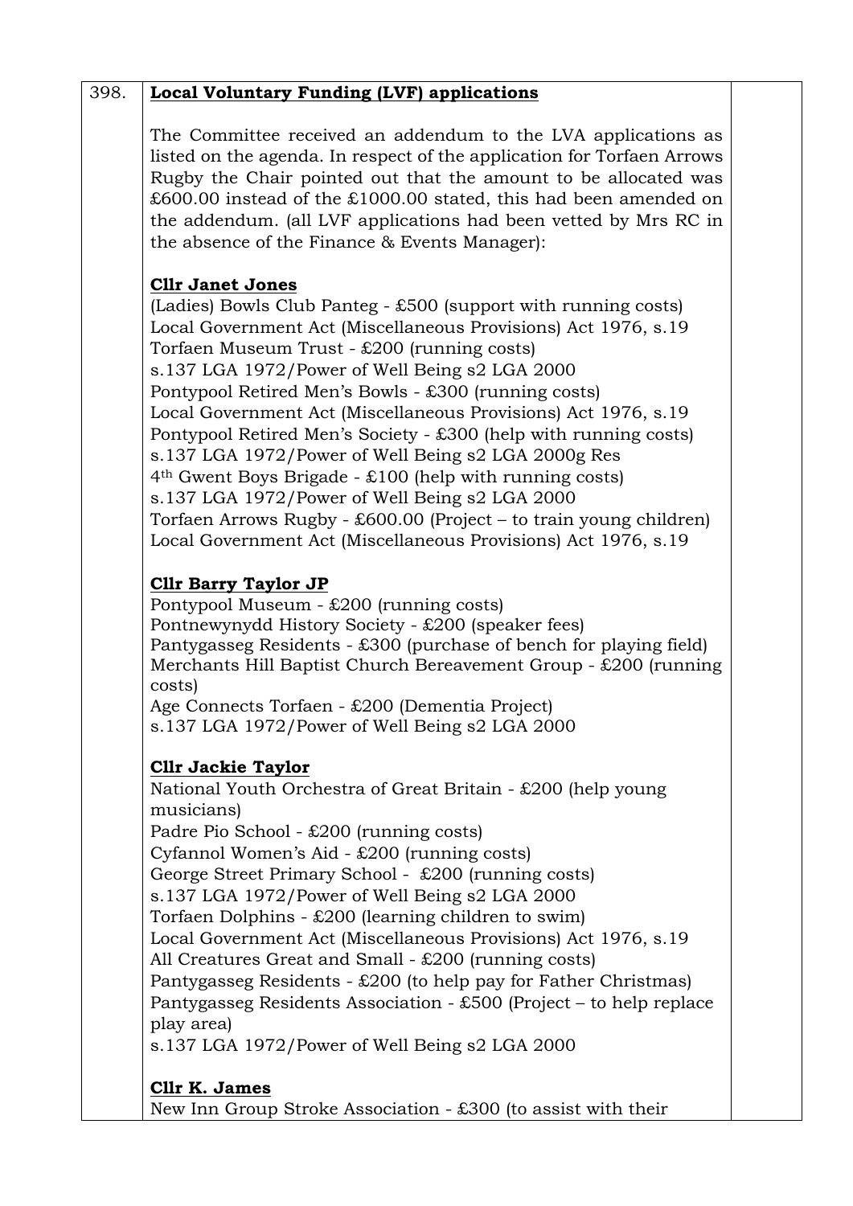| 398. | **Local Voluntary Funding (LVF) applications**<br><br>The Committee received an addendum to the LVA applications as listed on the agenda. In respect of the application for Torfaen Arrows Rugby the Chair pointed out that the amount to be allocated was £600.00 instead of the £1000.00 stated, this had been amended on the addendum. (all LVF applications had been vetted by Mrs RC in the absence of the Finance & Events Manager):<br><br>**Cllr Janet Jones**<br>(Ladies) Bowls Club Panteg - £500 (support with running costs)<br>Local Government Act (Miscellaneous Provisions) Act 1976, s.19<br>Torfaen Museum Trust - £200 (running costs)<br>s.137 LGA 1972/Power of Well Being s2 LGA 2000<br>Pontypool Retired Men's Bowls - £300 (running costs)<br>Local Government Act (Miscellaneous Provisions) Act 1976, s.19<br>Pontypool Retired Men's Society - £300 (help with running costs)<br>s.137 LGA 1972/Power of Well Being s2 LGA 2000g Res<br>4th Gwent Boys Brigade - £100 (help with running costs)<br>s.137 LGA 1972/Power of Well Being s2 LGA 2000<br>Torfaen Arrows Rugby - £600.00 (Project – to train young children)<br>Local Government Act (Miscellaneous Provisions) Act 1976, s.19<br><br>**Cllr Barry Taylor JP**<br>Pontypool Museum - £200 (running costs)<br>Pontnewynydd History Society - £200 (speaker fees)<br>Pantygasseg Residents - £300 (purchase of bench for playing field)<br>Merchants Hill Baptist Church Bereavement Group - £200 (running costs)<br>Age Connects Torfaen - £200 (Dementia Project)<br>s.137 LGA 1972/Power of Well Being s2 LGA 2000<br><br>**Cllr Jackie Taylor**<br>National Youth Orchestra of Great Britain - £200 (help young musicians)<br>Padre Pio School - £200 (running costs)<br>Cyfannol Women's Aid - £200 (running costs)<br>George Street Primary School - £200 (running costs)<br>s.137 LGA 1972/Power of Well Being s2 LGA 2000<br>Torfaen Dolphins - £200 (learning children to swim)<br>Local Government Act (Miscellaneous Provisions) Act 1976, s.19<br>All Creatures Great and Small - £200 (running costs)<br>Pantygasseg Residents - £200 (to help pay for Father Christmas)<br>Pantygasseg Residents Association - £500 (Project – to help replace play area)<br>s.137 LGA 1972/Power of Well Being s2 LGA 2000<br><br>**Cllr K. James**<br>New Inn Group Stroke Association - £300 (to assist with their | |
|---|---|---|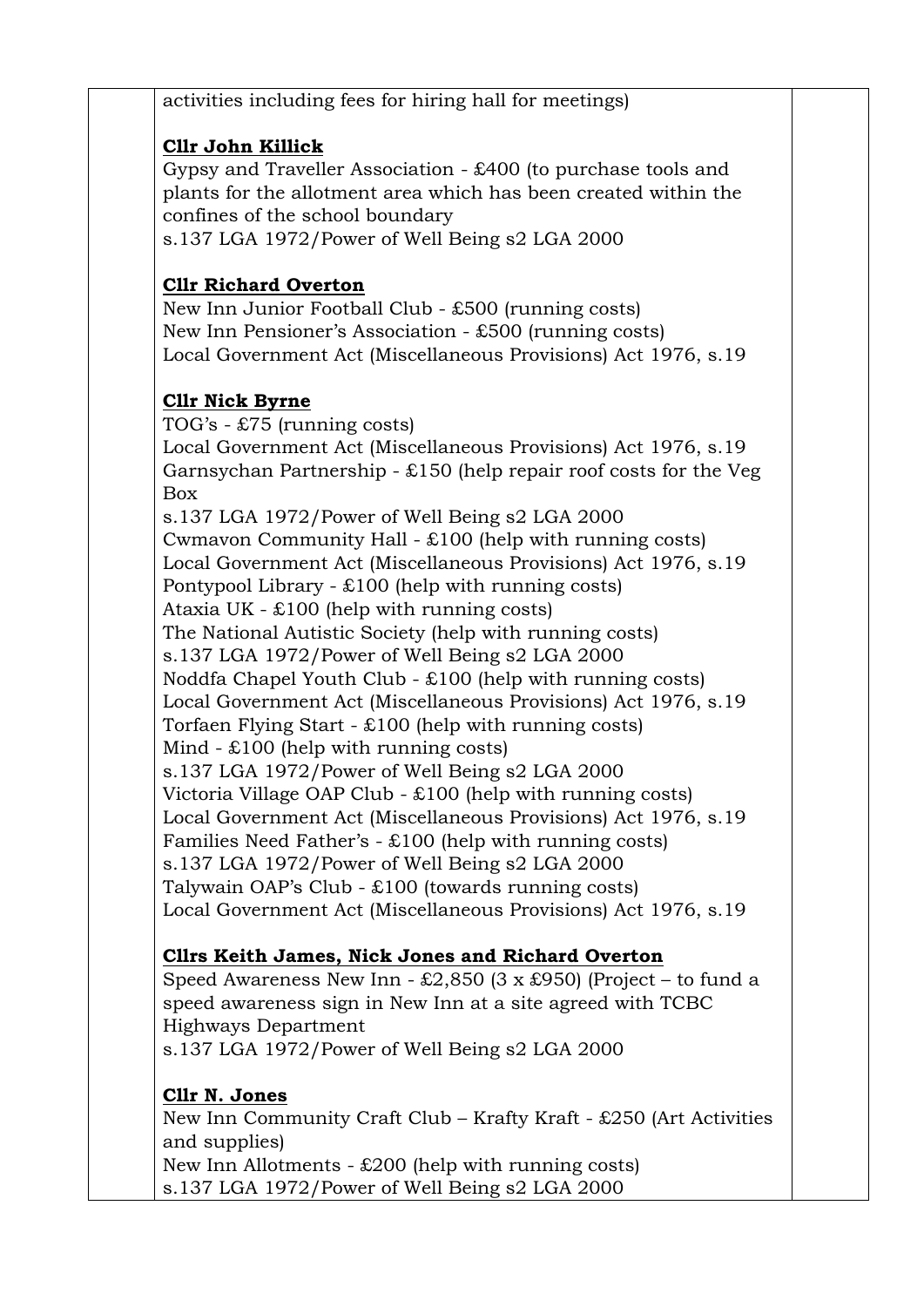activities including fees for hiring hall for meetings)

**Cllr John Killick**

Gypsy and Traveller Association - £400 (to purchase tools and plants for the allotment area which has been created within the confines of the school boundary

s.137 LGA 1972/Power of Well Being s2 LGA 2000

**Cllr Richard Overton**

New Inn Junior Football Club - £500 (running costs)
New Inn Pensioner's Association - £500 (running costs)
Local Government Act (Miscellaneous Provisions) Act 1976, s.19

**Cllr Nick Byrne**

TOG's - £75 (running costs)
Local Government Act (Miscellaneous Provisions) Act 1976, s.19
Garnsychan Partnership - £150 (help repair roof costs for the Veg Box
s.137 LGA 1972/Power of Well Being s2 LGA 2000
Cwmavon Community Hall - £100 (help with running costs)
Local Government Act (Miscellaneous Provisions) Act 1976, s.19
Pontypool Library - £100 (help with running costs)
Ataxia UK - £100 (help with running costs)
The National Autistic Society (help with running costs)
s.137 LGA 1972/Power of Well Being s2 LGA 2000
Noddfa Chapel Youth Club - £100 (help with running costs)
Local Government Act (Miscellaneous Provisions) Act 1976, s.19
Torfaen Flying Start - £100 (help with running costs)
Mind - £100 (help with running costs)
s.137 LGA 1972/Power of Well Being s2 LGA 2000
Victoria Village OAP Club - £100 (help with running costs)
Local Government Act (Miscellaneous Provisions) Act 1976, s.19
Families Need Father's - £100 (help with running costs)
s.137 LGA 1972/Power of Well Being s2 LGA 2000
Talywain OAP's Club - £100 (towards running costs)
Local Government Act (Miscellaneous Provisions) Act 1976, s.19

**Cllrs Keith James, Nick Jones and Richard Overton**

Speed Awareness New Inn - £2,850 (3 x £950) (Project – to fund a speed awareness sign in New Inn at a site agreed with TCBC Highways Department

s.137 LGA 1972/Power of Well Being s2 LGA 2000

**Cllr N. Jones**

New Inn Community Craft Club – Krafty Kraft - £250 (Art Activities and supplies)
New Inn Allotments - £200 (help with running costs)
s.137 LGA 1972/Power of Well Being s2 LGA 2000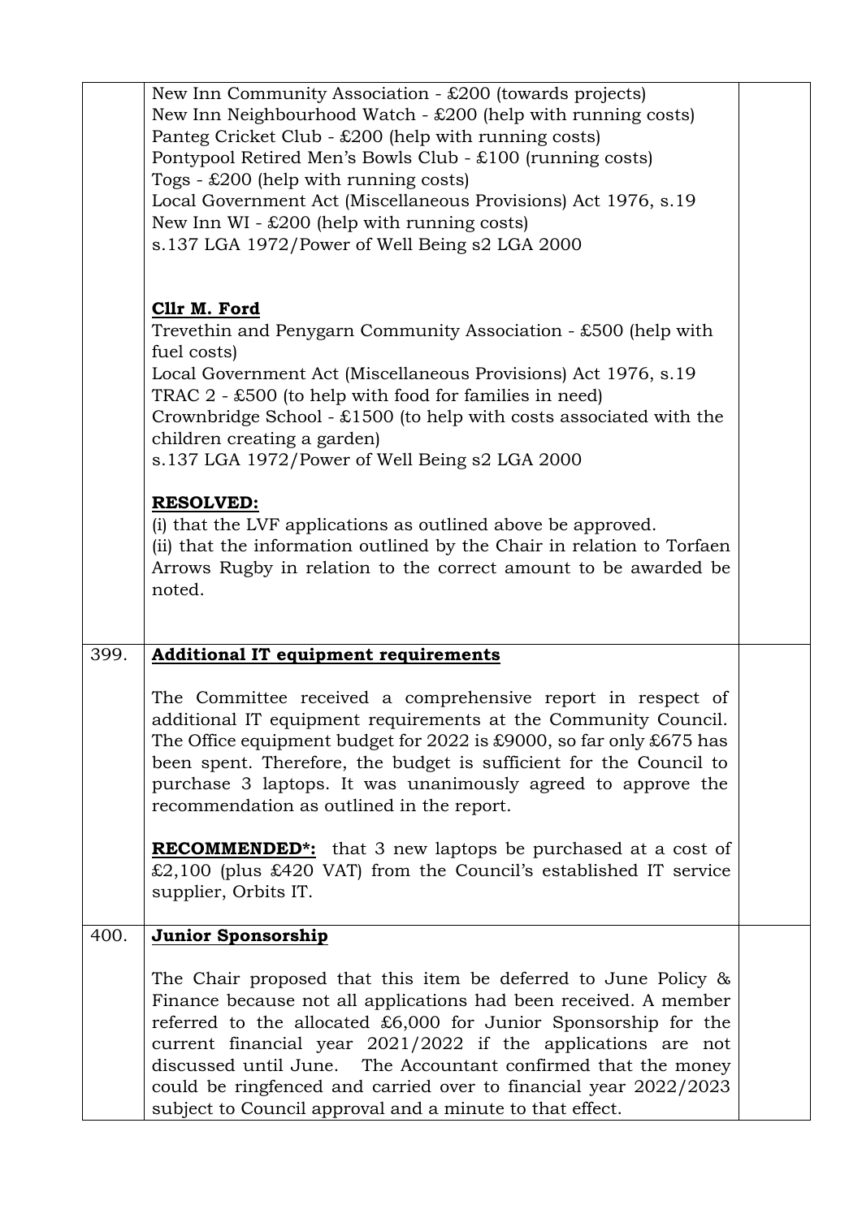| | | |
|---|---|---|
| | New Inn Community Association - £200 (towards projects)<br>New Inn Neighbourhood Watch - £200 (help with running costs)<br>Panteg Cricket Club - £200 (help with running costs)<br>Pontypool Retired Men's Bowls Club - £100 (running costs)<br>Togs - £200 (help with running costs)<br>Local Government Act (Miscellaneous Provisions) Act 1976, s.19<br>New Inn WI - £200 (help with running costs)<br>s.137 LGA 1972/Power of Well Being s2 LGA 2000<br><br>**Cllr M. Ford**<br>Trevethin and Penygarn Community Association - £500 (help with fuel costs)<br>Local Government Act (Miscellaneous Provisions) Act 1976, s.19<br>TRAC 2 - £500 (to help with food for families in need)<br>Crownbridge School - £1500 (to help with costs associated with the children creating a garden)<br>s.137 LGA 1972/Power of Well Being s2 LGA 2000<br><br>**RESOLVED:**<br>(i) that the LVF applications as outlined above be approved.<br>(ii) that the information outlined by the Chair in relation to Torfaen Arrows Rugby in relation to the correct amount to be awarded be noted. | |
| 399. | **Additional IT equipment requirements**<br><br>The Committee received a comprehensive report in respect of additional IT equipment requirements at the Community Council. The Office equipment budget for 2022 is £9000, so far only £675 has been spent. Therefore, the budget is sufficient for the Council to purchase 3 laptops. It was unanimously agreed to approve the recommendation as outlined in the report.<br><br>**RECOMMENDED*:** that 3 new laptops be purchased at a cost of £2,100 (plus £420 VAT) from the Council's established IT service supplier, Orbits IT. | |
| 400. | **Junior Sponsorship**<br><br>The Chair proposed that this item be deferred to June Policy & Finance because not all applications had been received. A member referred to the allocated £6,000 for Junior Sponsorship for the current financial year 2021/2022 if the applications are not discussed until June. The Accountant confirmed that the money could be ringfenced and carried over to financial year 2022/2023 subject to Council approval and a minute to that effect. | |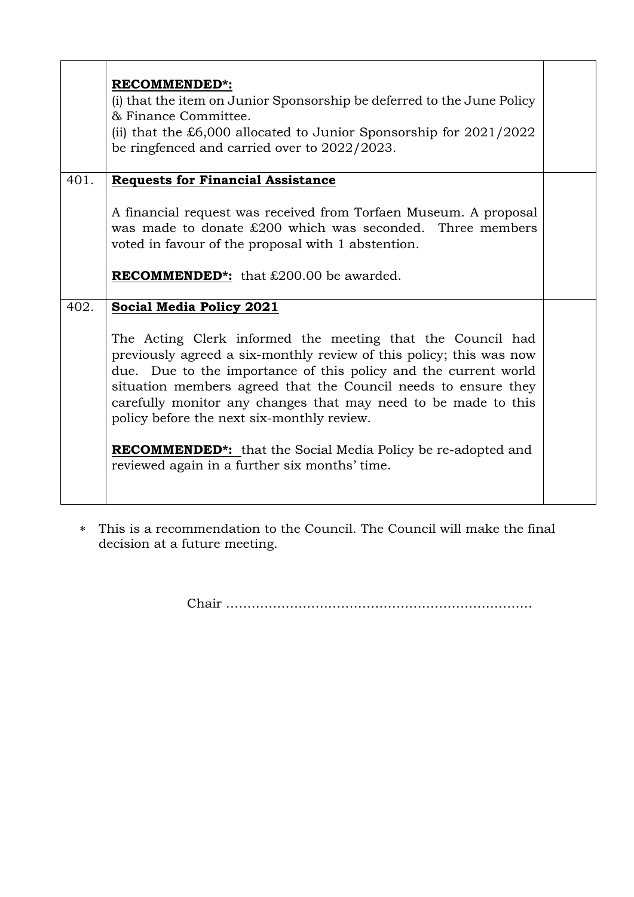| | | |
|---|---|---|
| | **RECOMMENDED*:**<br>(i) that the item on Junior Sponsorship be deferred to the June Policy & Finance Committee.<br>(ii) that the £6,000 allocated to Junior Sponsorship for 2021/2022 be ringfenced and carried over to 2022/2023. | |
| 401. | **Requests for Financial Assistance**<br><br>A financial request was received from Torfaen Museum. A proposal was made to donate £200 which was seconded. Three members voted in favour of the proposal with 1 abstention.<br><br>**RECOMMENDED*:** that £200.00 be awarded. | |
| 402. | **Social Media Policy 2021**<br><br>The Acting Clerk informed the meeting that the Council had previously agreed a six-monthly review of this policy; this was now due. Due to the importance of this policy and the current world situation members agreed that the Council needs to ensure they carefully monitor any changes that may need to be made to this policy before the next six-monthly review.<br><br>**RECOMMENDED*:** that the Social Media Policy be re-adopted and reviewed again in a further six months' time. | |

* This is a recommendation to the Council. The Council will make the final decision at a future meeting.

Chair ………………………………………………………………